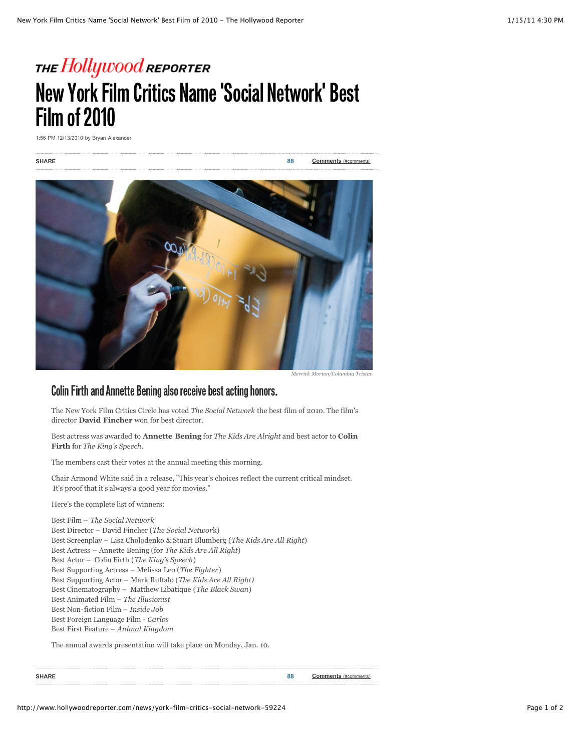THE *Hollywood* REPORTER

# New York Film Critics Name 'Social Network' Best Film of 2010

1:56 PM 12/13/2010 by Bryan Alexander

SHARE 88 Comments (#comments)

*Merrick Morton/Columbia Tristar*

## Colin Firth and Annette Bening also receive best acting honors.

The New York Film Critics Circle has voted *The Social Network* the best film of 2010. The film's director **David Fincher** won for best director.

Best actress was awarded to **Annette Bening** for *The Kids Are Alright* and best actor to **Colin Firth** for *The King's Speech*.

The members cast their votes at the annual meeting this morning.

Chair Armond White said in a release, "This year's choices reflect the current critical mindset. It's proof that it's always a good year for movies."

Here's the complete list of winners:

Best Film – *The Social Network*
Best Director – David Fincher (*The Social Network*)
Best Screenplay – Lisa Cholodenko & Stuart Blumberg (*The Kids Are All Right*)
Best Actress – Annette Bening (for *The Kids Are All Right*)
Best Actor – Colin Firth (*The King's Speech*)
Best Supporting Actress – Melissa Leo (*The Fighter*)
Best Supporting Actor – Mark Ruffalo (*The Kids Are All Right)*
Best Cinematography – Matthew Libatique (*The Black Swan*)
Best Animated Film – *The Illusionist*
Best Non-fiction Film – *Inside Job*
Best Foreign Language Film - *Carlos*
Best First Feature – *Animal Kingdom*

The annual awards presentation will take place on Monday, Jan. 10.

SHARE 88 Comments (#comments)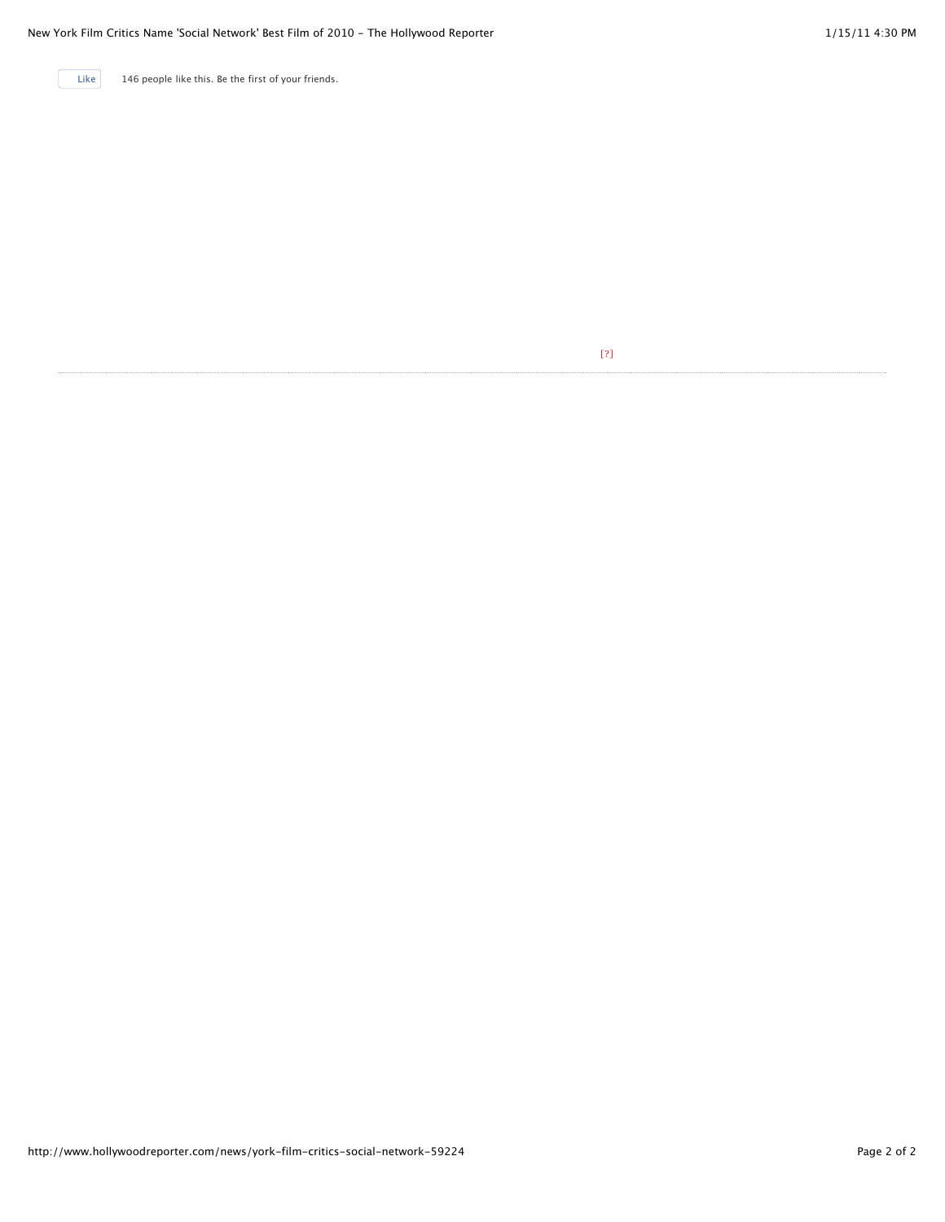Like 146 people like this. Be the first of your friends.

[?]

---